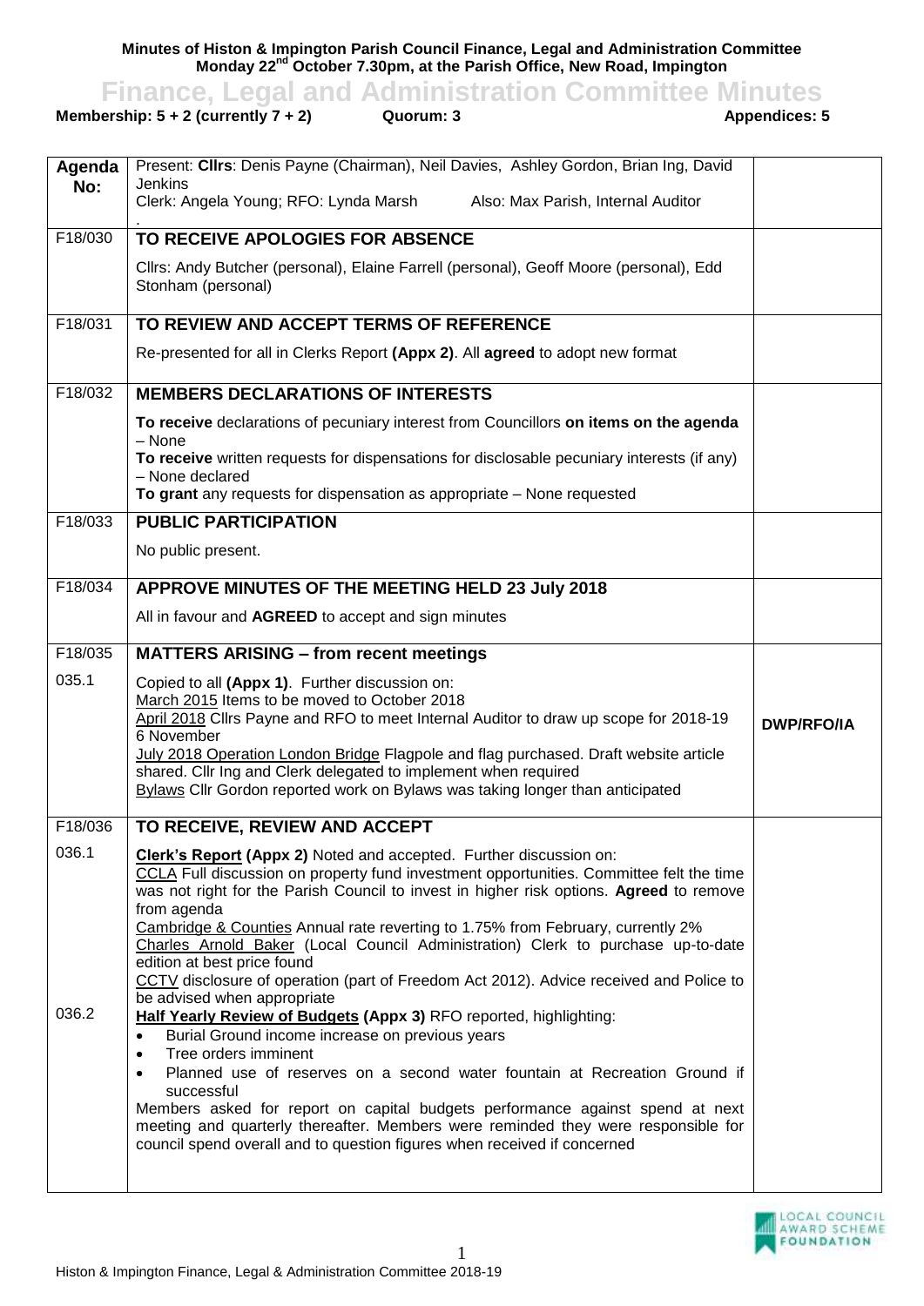**Minutes of Histon & Impington Parish Council Finance, Legal and Administration Committee**
**Monday 22nd October 7.30pm, at the Parish Office, New Road, Impington**

# Finance, Legal and Administration Committee Minutes

**Membership: 5 + 2 (currently 7 + 2)** **Quorum: 3** **Appendices: 5**

| Agenda No: | | |
|---|---|---|
| | Present: **Cllrs**: Denis Payne (Chairman), Neil Davies, Ashley Gordon, Brian Ing, David Jenkins<br>Clerk: Angela Young; RFO: Lynda Marsh Also: Max Parish, Internal Auditor<br>. | |
| F18/030 | **TO RECEIVE APOLOGIES FOR ABSENCE**<br><br>Cllrs: Andy Butcher (personal), Elaine Farrell (personal), Geoff Moore (personal), Edd Stonham (personal) | |
| F18/031 | **TO REVIEW AND ACCEPT TERMS OF REFERENCE**<br><br>Re-presented for all in Clerks Report **(Appx 2)**. All **agreed** to adopt new format | |
| F18/032 | **MEMBERS DECLARATIONS OF INTERESTS**<br><br>**To receive** declarations of pecuniary interest from Councillors **on items on the agenda** – None<br>**To receive** written requests for dispensations for disclosable pecuniary interests (if any) – None declared<br>**To grant** any requests for dispensation as appropriate – None requested | |
| F18/033 | **PUBLIC PARTICIPATION**<br><br>No public present. | |
| F18/034 | **APPROVE MINUTES OF THE MEETING HELD 23 July 2018**<br><br>All in favour and **AGREED** to accept and sign minutes | |
| F18/035 | **MATTERS ARISING – from recent meetings** | |
| 035.1 | Copied to all **(Appx 1)**. Further discussion on:<br>March 2015 Items to be moved to October 2018<br>April 2018 Cllrs Payne and RFO to meet Internal Auditor to draw up scope for 2018-19 6 November<br>July 2018 Operation London Bridge Flagpole and flag purchased. Draft website article shared. Cllr Ing and Clerk delegated to implement when required<br>Bylaws Cllr Gordon reported work on Bylaws was taking longer than anticipated | **DWP/RFO/IA** |
| F18/036 | **TO RECEIVE, REVIEW AND ACCEPT** | |
| 036.1<br><br><br><br><br><br><br><br><br><br>036.2 | **Clerk's Report (Appx 2)** Noted and accepted. Further discussion on:<br>CCLA Full discussion on property fund investment opportunities. Committee felt the time was not right for the Parish Council to invest in higher risk options. **Agreed** to remove from agenda<br>Cambridge & Counties Annual rate reverting to 1.75% from February, currently 2%<br>Charles Arnold Baker (Local Council Administration) Clerk to purchase up-to-date edition at best price found<br>CCTV disclosure of operation (part of Freedom Act 2012). Advice received and Police to be advised when appropriate<br>**Half Yearly Review of Budgets (Appx 3)** RFO reported, highlighting:<br>• Burial Ground income increase on previous years<br>• Tree orders imminent<br>• Planned use of reserves on a second water fountain at Recreation Ground if successful<br>Members asked for report on capital budgets performance against spend at next meeting and quarterly thereafter. Members were reminded they were responsible for council spend overall and to question figures when received if concerned | |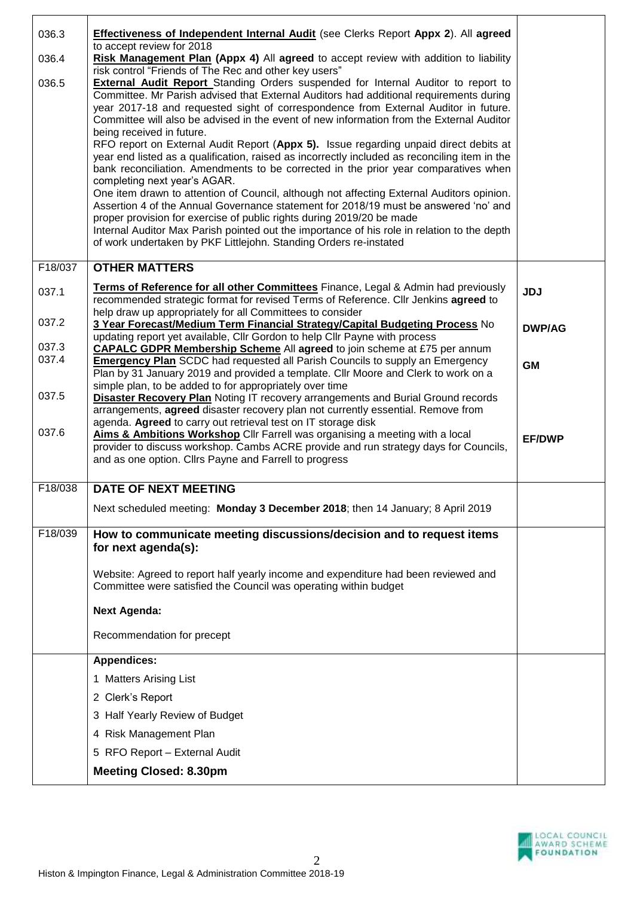| | | |
|---|---|---|
| 036.3 | **Effectiveness of Independent Internal Audit** (see Clerks Report **Appx 2**). All **agreed** to accept review for 2018 | |
| 036.4 | **Risk Management Plan (Appx 4)** All **agreed** to accept review with addition to liability risk control "Friends of The Rec and other key users" | |
| 036.5 | **External Audit Report** Standing Orders suspended for Internal Auditor to report to Committee. Mr Parish advised that External Auditors had additional requirements during year 2017-18 and requested sight of correspondence from External Auditor in future. Committee will also be advised in the event of new information from the External Auditor being received in future.<br>RFO report on External Audit Report (**Appx 5).** Issue regarding unpaid direct debits at year end listed as a qualification, raised as incorrectly included as reconciling item in the bank reconciliation. Amendments to be corrected in the prior year comparatives when completing next year's AGAR.<br>One item drawn to attention of Council, although not affecting External Auditors opinion. Assertion 4 of the Annual Governance statement for 2018/19 must be answered 'no' and proper provision for exercise of public rights during 2019/20 be made<br>Internal Auditor Max Parish pointed out the importance of his role in relation to the depth of work undertaken by PKF Littlejohn. Standing Orders re-instated | |
| F18/037 | **OTHER MATTERS** | |
| 037.1 | **Terms of Reference for all other Committees** Finance, Legal & Admin had previously recommended strategic format for revised Terms of Reference. Cllr Jenkins **agreed** to help draw up appropriately for all Committees to consider | **JDJ** |
| 037.2 | **3 Year Forecast/Medium Term Financial Strategy/Capital Budgeting Process** No updating report yet available, Cllr Gordon to help Cllr Payne with process | **DWP/AG** |
| 037.3 | **CAPALC GDPR Membership Scheme** All **agreed** to join scheme at £75 per annum | |
| 037.4 | **Emergency Plan** SCDC had requested all Parish Councils to supply an Emergency Plan by 31 January 2019 and provided a template. Cllr Moore and Clerk to work on a simple plan, to be added to for appropriately over time | **GM** |
| 037.5 | **Disaster Recovery Plan** Noting IT recovery arrangements and Burial Ground records arrangements, **agreed** disaster recovery plan not currently essential. Remove from agenda. **Agreed** to carry out retrieval test on IT storage disk | |
| 037.6 | **Aims & Ambitions Workshop** Cllr Farrell was organising a meeting with a local provider to discuss workshop. Cambs ACRE provide and run strategy days for Councils, and as one option. Cllrs Payne and Farrell to progress | **EF/DWP** |
| F18/038 | **DATE OF NEXT MEETING**<br>Next scheduled meeting: **Monday 3 December 2018**; then 14 January; 8 April 2019 | |
| F18/039 | **How to communicate meeting discussions/decision and to request items for next agenda(s):**<br>Website: Agreed to report half yearly income and expenditure had been reviewed and Committee were satisfied the Council was operating within budget<br>**Next Agenda:**<br>Recommendation for precept | |
| | **Appendices:**<br>1 Matters Arising List<br>2 Clerk's Report<br>3 Half Yearly Review of Budget<br>4 Risk Management Plan<br>5 RFO Report – External Audit<br>**Meeting Closed: 8.30pm** | |